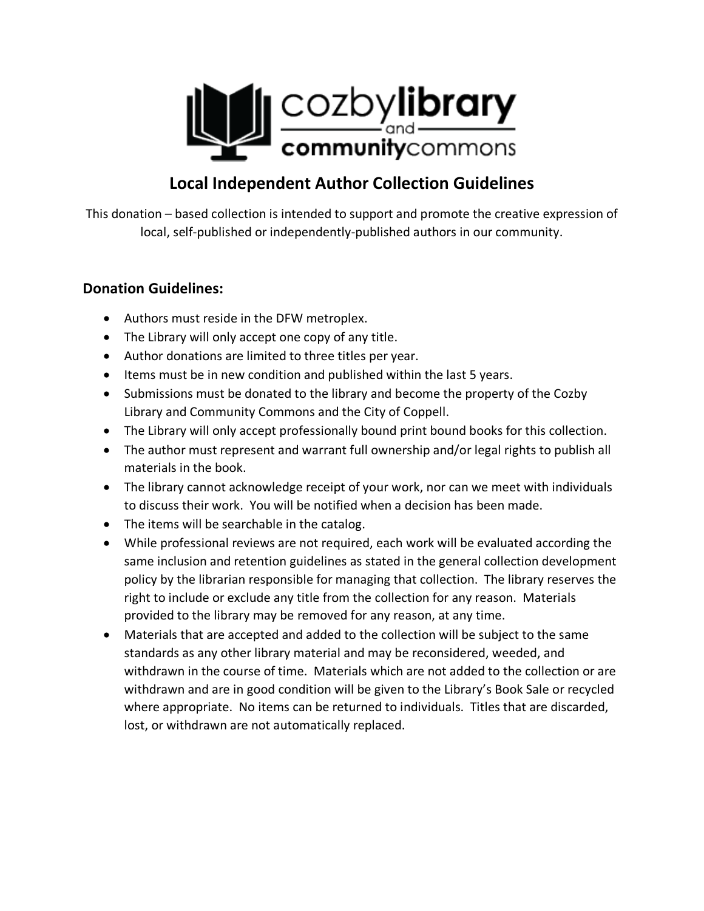cozby**library** and **community**commons

# Local Independent Author Collection Guidelines

This donation – based collection is intended to support and promote the creative expression of local, self-published or independently-published authors in our community.

## Donation Guidelines:

- Authors must reside in the DFW metroplex.
- The Library will only accept one copy of any title.
- Author donations are limited to three titles per year.
- Items must be in new condition and published within the last 5 years.
- Submissions must be donated to the library and become the property of the Cozby Library and Community Commons and the City of Coppell.
- The Library will only accept professionally bound print bound books for this collection.
- The author must represent and warrant full ownership and/or legal rights to publish all materials in the book.
- The library cannot acknowledge receipt of your work, nor can we meet with individuals to discuss their work. You will be notified when a decision has been made.
- The items will be searchable in the catalog.
- While professional reviews are not required, each work will be evaluated according the same inclusion and retention guidelines as stated in the general collection development policy by the librarian responsible for managing that collection. The library reserves the right to include or exclude any title from the collection for any reason. Materials provided to the library may be removed for any reason, at any time.
- Materials that are accepted and added to the collection will be subject to the same standards as any other library material and may be reconsidered, weeded, and withdrawn in the course of time. Materials which are not added to the collection or are withdrawn and are in good condition will be given to the Library's Book Sale or recycled where appropriate. No items can be returned to individuals. Titles that are discarded, lost, or withdrawn are not automatically replaced.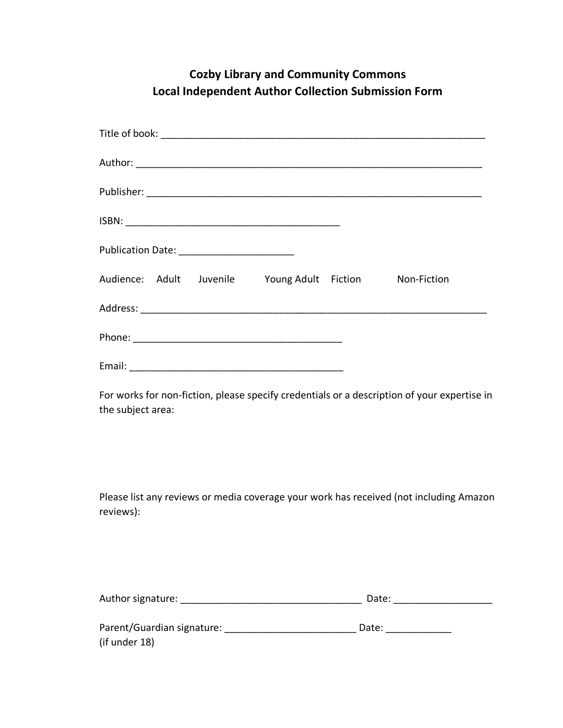# Cozby Library and Community Commons
## Local Independent Author Collection Submission Form

Title of book: ____________________________________________________________

Author: _________________________________________________________________

Publisher: _______________________________________________________________

ISBN: ________________________________________

Publication Date: _____________________

Audience: Adult Juvenile Young Adult Fiction Non-Fiction

Address: _________________________________________________________________

Phone: _______________________________________

Email: ________________________________________

For works for non-fiction, please specify credentials or a description of your expertise in the subject area:

Please list any reviews or media coverage your work has received (not including Amazon reviews):

Author signature: _________________________________ Date: _________________

Parent/Guardian signature: ________________________ Date: ____________
(if under 18)